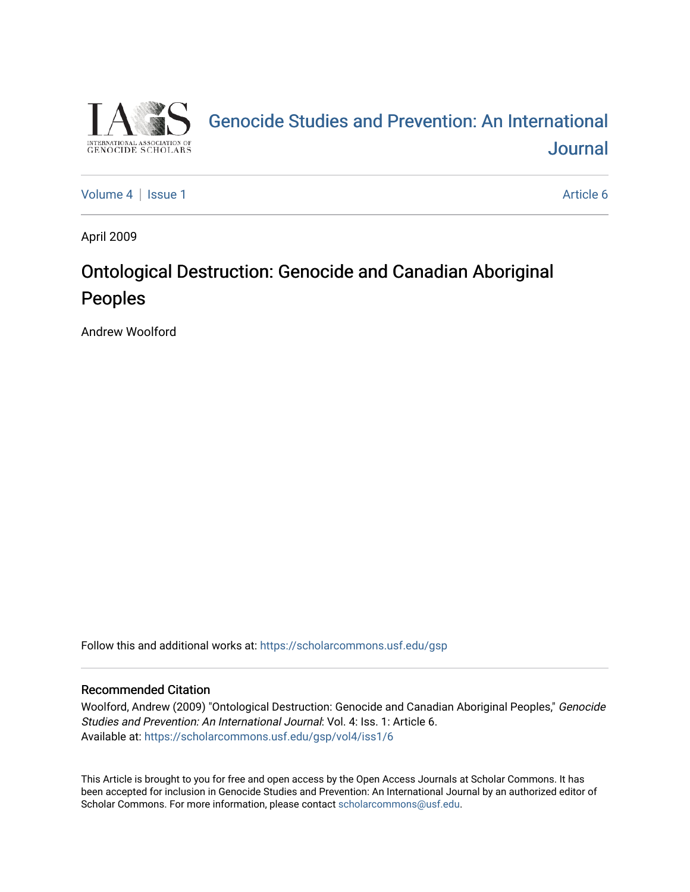[Genocide Studies and Prevention: An International Journal](https://scholarcommons.usf.edu/gsp)

Volume 4 | Issue 1 | Article 6

April 2009

# Ontological Destruction: Genocide and Canadian Aboriginal Peoples

Andrew Woolford

Follow this and additional works at: https://scholarcommons.usf.edu/gsp

### Recommended Citation

Woolford, Andrew (2009) "Ontological Destruction: Genocide and Canadian Aboriginal Peoples," *Genocide Studies and Prevention: An International Journal*: Vol. 4: Iss. 1: Article 6.
Available at: https://scholarcommons.usf.edu/gsp/vol4/iss1/6

This Article is brought to you for free and open access by the Open Access Journals at Scholar Commons. It has been accepted for inclusion in Genocide Studies and Prevention: An International Journal by an authorized editor of Scholar Commons. For more information, please contact scholarcommons@usf.edu.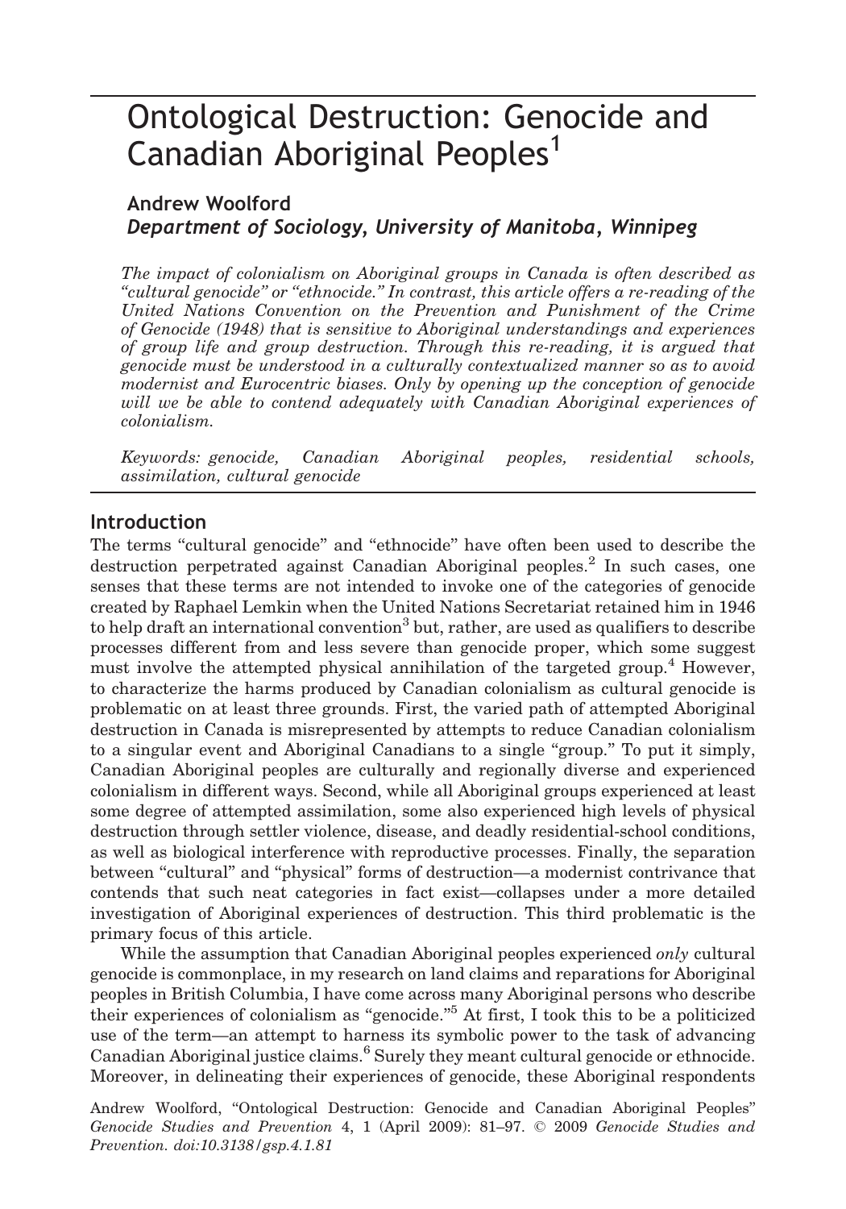# Ontological Destruction: Genocide and Canadian Aboriginal Peoples[1]

**Andrew Woolford**
***Department of Sociology, University of Manitoba, Winnipeg***

*The impact of colonialism on Aboriginal groups in Canada is often described as "cultural genocide" or "ethnocide." In contrast, this article offers a re-reading of the United Nations Convention on the Prevention and Punishment of the Crime of Genocide (1948) that is sensitive to Aboriginal understandings and experiences of group life and group destruction. Through this re-reading, it is argued that genocide must be understood in a culturally contextualized manner so as to avoid modernist and Eurocentric biases. Only by opening up the conception of genocide will we be able to contend adequately with Canadian Aboriginal experiences of colonialism.*

*Keywords: genocide, Canadian Aboriginal peoples, residential schools, assimilation, cultural genocide*

## Introduction

The terms "cultural genocide" and "ethnocide" have often been used to describe the destruction perpetrated against Canadian Aboriginal peoples.[2] In such cases, one senses that these terms are not intended to invoke one of the categories of genocide created by Raphael Lemkin when the United Nations Secretariat retained him in 1946 to help draft an international convention[3] but, rather, are used as qualifiers to describe processes different from and less severe than genocide proper, which some suggest must involve the attempted physical annihilation of the targeted group.[4] However, to characterize the harms produced by Canadian colonialism as cultural genocide is problematic on at least three grounds. First, the varied path of attempted Aboriginal destruction in Canada is misrepresented by attempts to reduce Canadian colonialism to a singular event and Aboriginal Canadians to a single "group." To put it simply, Canadian Aboriginal peoples are culturally and regionally diverse and experienced colonialism in different ways. Second, while all Aboriginal groups experienced at least some degree of attempted assimilation, some also experienced high levels of physical destruction through settler violence, disease, and deadly residential-school conditions, as well as biological interference with reproductive processes. Finally, the separation between "cultural" and "physical" forms of destruction—a modernist contrivance that contends that such neat categories in fact exist—collapses under a more detailed investigation of Aboriginal experiences of destruction. This third problematic is the primary focus of this article.

While the assumption that Canadian Aboriginal peoples experienced *only* cultural genocide is commonplace, in my research on land claims and reparations for Aboriginal peoples in British Columbia, I have come across many Aboriginal persons who describe their experiences of colonialism as "genocide."[5] At first, I took this to be a politicized use of the term—an attempt to harness its symbolic power to the task of advancing Canadian Aboriginal justice claims.[6] Surely they meant cultural genocide or ethnocide. Moreover, in delineating their experiences of genocide, these Aboriginal respondents

Andrew Woolford, "Ontological Destruction: Genocide and Canadian Aboriginal Peoples" *Genocide Studies and Prevention* 4, 1 (April 2009): 81–97. © 2009 *Genocide Studies and Prevention. doi:10.3138/gsp.4.1.81*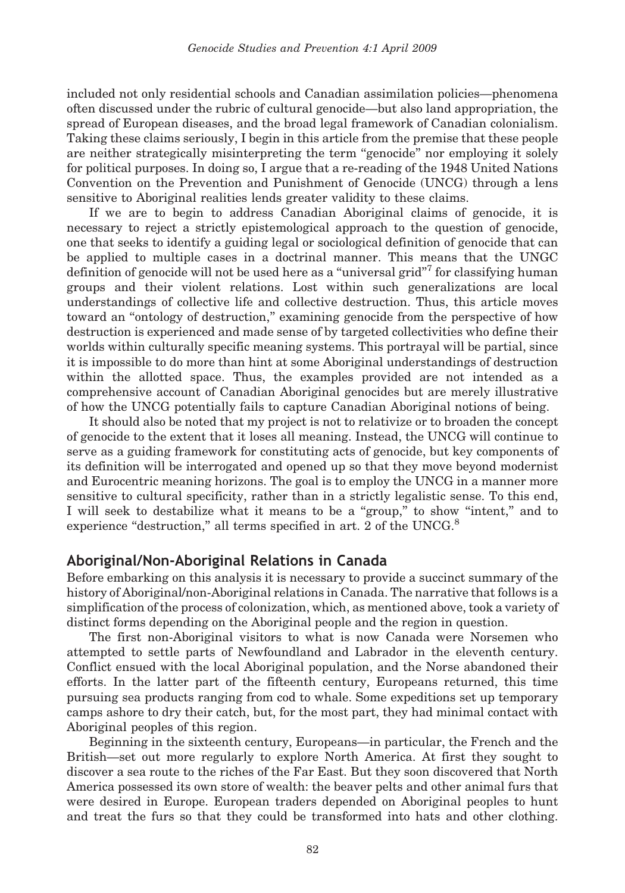included not only residential schools and Canadian assimilation policies—phenomena often discussed under the rubric of cultural genocide—but also land appropriation, the spread of European diseases, and the broad legal framework of Canadian colonialism. Taking these claims seriously, I begin in this article from the premise that these people are neither strategically misinterpreting the term "genocide" nor employing it solely for political purposes. In doing so, I argue that a re-reading of the 1948 United Nations Convention on the Prevention and Punishment of Genocide (UNCG) through a lens sensitive to Aboriginal realities lends greater validity to these claims.

If we are to begin to address Canadian Aboriginal claims of genocide, it is necessary to reject a strictly epistemological approach to the question of genocide, one that seeks to identify a guiding legal or sociological definition of genocide that can be applied to multiple cases in a doctrinal manner. This means that the UNGC definition of genocide will not be used here as a "universal grid"[7] for classifying human groups and their violent relations. Lost within such generalizations are local understandings of collective life and collective destruction. Thus, this article moves toward an "ontology of destruction," examining genocide from the perspective of how destruction is experienced and made sense of by targeted collectivities who define their worlds within culturally specific meaning systems. This portrayal will be partial, since it is impossible to do more than hint at some Aboriginal understandings of destruction within the allotted space. Thus, the examples provided are not intended as a comprehensive account of Canadian Aboriginal genocides but are merely illustrative of how the UNCG potentially fails to capture Canadian Aboriginal notions of being.

It should also be noted that my project is not to relativize or to broaden the concept of genocide to the extent that it loses all meaning. Instead, the UNCG will continue to serve as a guiding framework for constituting acts of genocide, but key components of its definition will be interrogated and opened up so that they move beyond modernist and Eurocentric meaning horizons. The goal is to employ the UNCG in a manner more sensitive to cultural specificity, rather than in a strictly legalistic sense. To this end, I will seek to destabilize what it means to be a "group," to show "intent," and to experience "destruction," all terms specified in art. 2 of the UNCG.[8]

## Aboriginal/Non-Aboriginal Relations in Canada

Before embarking on this analysis it is necessary to provide a succinct summary of the history of Aboriginal/non-Aboriginal relations in Canada. The narrative that follows is a simplification of the process of colonization, which, as mentioned above, took a variety of distinct forms depending on the Aboriginal people and the region in question.

The first non-Aboriginal visitors to what is now Canada were Norsemen who attempted to settle parts of Newfoundland and Labrador in the eleventh century. Conflict ensued with the local Aboriginal population, and the Norse abandoned their efforts. In the latter part of the fifteenth century, Europeans returned, this time pursuing sea products ranging from cod to whale. Some expeditions set up temporary camps ashore to dry their catch, but, for the most part, they had minimal contact with Aboriginal peoples of this region.

Beginning in the sixteenth century, Europeans—in particular, the French and the British—set out more regularly to explore North America. At first they sought to discover a sea route to the riches of the Far East. But they soon discovered that North America possessed its own store of wealth: the beaver pelts and other animal furs that were desired in Europe. European traders depended on Aboriginal peoples to hunt and treat the furs so that they could be transformed into hats and other clothing.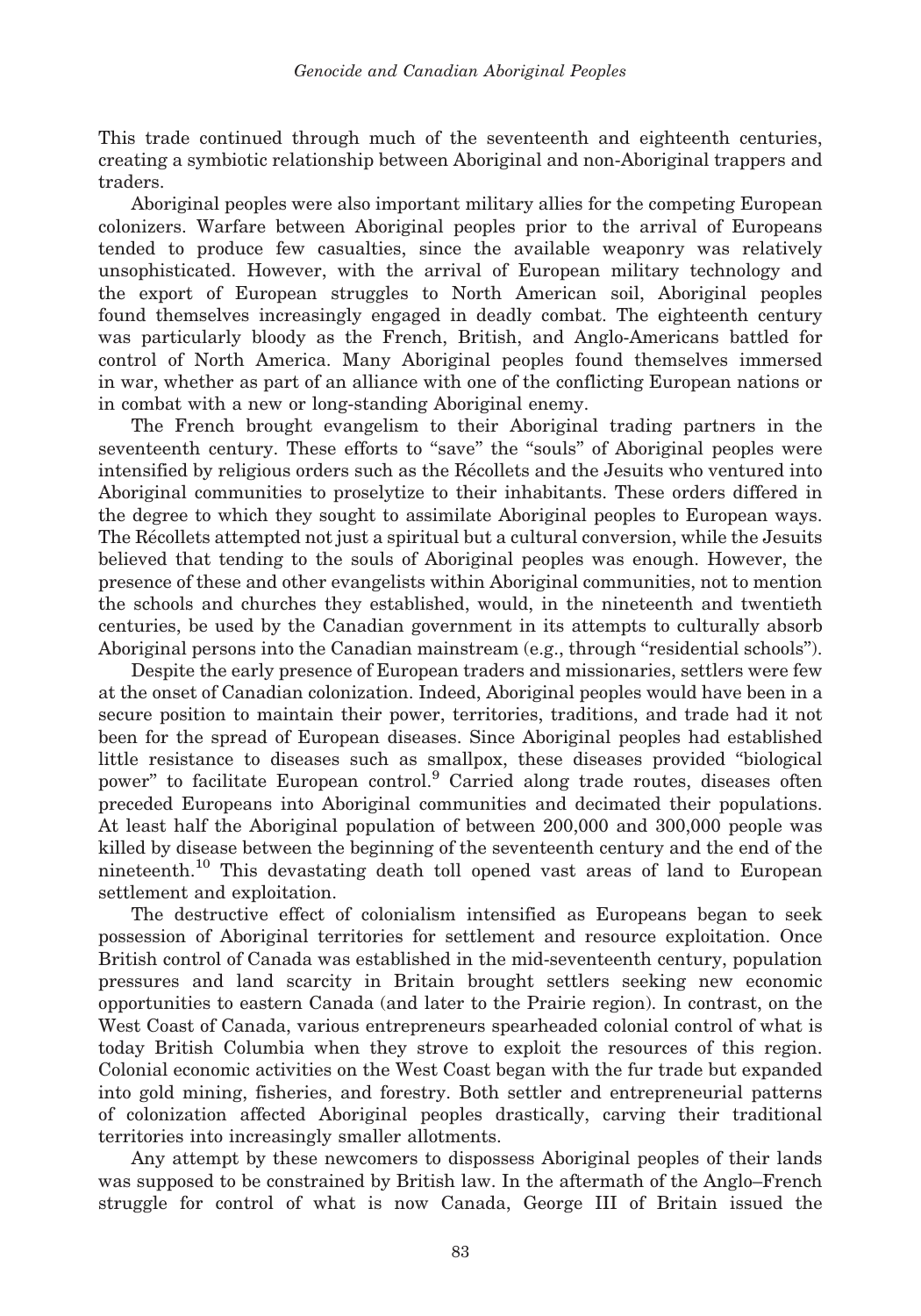This trade continued through much of the seventeenth and eighteenth centuries, creating a symbiotic relationship between Aboriginal and non-Aboriginal trappers and traders.

Aboriginal peoples were also important military allies for the competing European colonizers. Warfare between Aboriginal peoples prior to the arrival of Europeans tended to produce few casualties, since the available weaponry was relatively unsophisticated. However, with the arrival of European military technology and the export of European struggles to North American soil, Aboriginal peoples found themselves increasingly engaged in deadly combat. The eighteenth century was particularly bloody as the French, British, and Anglo-Americans battled for control of North America. Many Aboriginal peoples found themselves immersed in war, whether as part of an alliance with one of the conflicting European nations or in combat with a new or long-standing Aboriginal enemy.

The French brought evangelism to their Aboriginal trading partners in the seventeenth century. These efforts to "save" the "souls" of Aboriginal peoples were intensified by religious orders such as the Récollets and the Jesuits who ventured into Aboriginal communities to proselytize to their inhabitants. These orders differed in the degree to which they sought to assimilate Aboriginal peoples to European ways. The Récollets attempted not just a spiritual but a cultural conversion, while the Jesuits believed that tending to the souls of Aboriginal peoples was enough. However, the presence of these and other evangelists within Aboriginal communities, not to mention the schools and churches they established, would, in the nineteenth and twentieth centuries, be used by the Canadian government in its attempts to culturally absorb Aboriginal persons into the Canadian mainstream (e.g., through "residential schools").

Despite the early presence of European traders and missionaries, settlers were few at the onset of Canadian colonization. Indeed, Aboriginal peoples would have been in a secure position to maintain their power, territories, traditions, and trade had it not been for the spread of European diseases. Since Aboriginal peoples had established little resistance to diseases such as smallpox, these diseases provided "biological power" to facilitate European control.[9] Carried along trade routes, diseases often preceded Europeans into Aboriginal communities and decimated their populations. At least half the Aboriginal population of between 200,000 and 300,000 people was killed by disease between the beginning of the seventeenth century and the end of the nineteenth.[10] This devastating death toll opened vast areas of land to European settlement and exploitation.

The destructive effect of colonialism intensified as Europeans began to seek possession of Aboriginal territories for settlement and resource exploitation. Once British control of Canada was established in the mid-seventeenth century, population pressures and land scarcity in Britain brought settlers seeking new economic opportunities to eastern Canada (and later to the Prairie region). In contrast, on the West Coast of Canada, various entrepreneurs spearheaded colonial control of what is today British Columbia when they strove to exploit the resources of this region. Colonial economic activities on the West Coast began with the fur trade but expanded into gold mining, fisheries, and forestry. Both settler and entrepreneurial patterns of colonization affected Aboriginal peoples drastically, carving their traditional territories into increasingly smaller allotments.

Any attempt by these newcomers to dispossess Aboriginal peoples of their lands was supposed to be constrained by British law. In the aftermath of the Anglo–French struggle for control of what is now Canada, George III of Britain issued the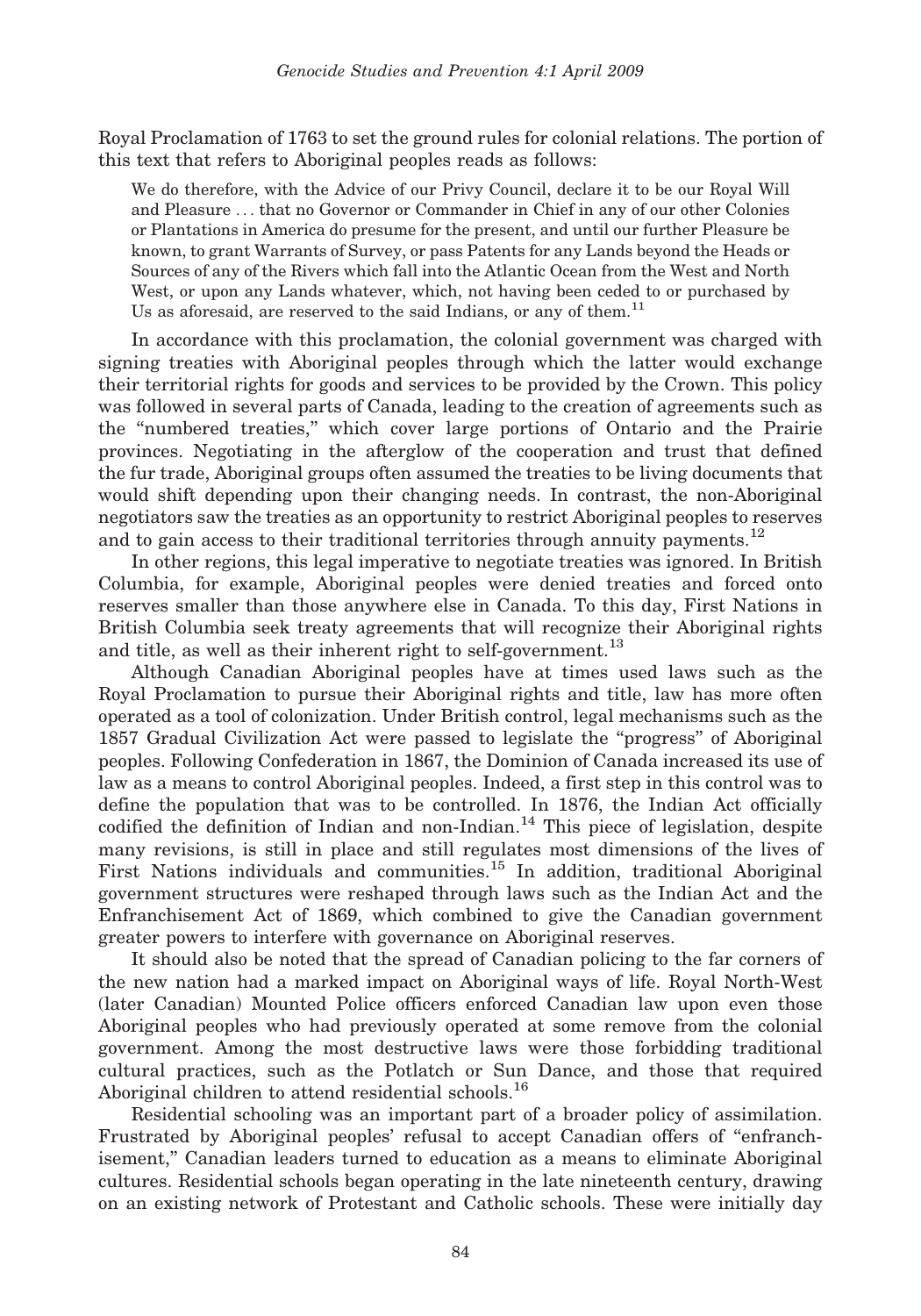Royal Proclamation of 1763 to set the ground rules for colonial relations. The portion of this text that refers to Aboriginal peoples reads as follows:

> We do therefore, with the Advice of our Privy Council, declare it to be our Royal Will and Pleasure ... that no Governor or Commander in Chief in any of our other Colonies or Plantations in America do presume for the present, and until our further Pleasure be known, to grant Warrants of Survey, or pass Patents for any Lands beyond the Heads or Sources of any of the Rivers which fall into the Atlantic Ocean from the West and North West, or upon any Lands whatever, which, not having been ceded to or purchased by Us as aforesaid, are reserved to the said Indians, or any of them.[11]

In accordance with this proclamation, the colonial government was charged with signing treaties with Aboriginal peoples through which the latter would exchange their territorial rights for goods and services to be provided by the Crown. This policy was followed in several parts of Canada, leading to the creation of agreements such as the "numbered treaties," which cover large portions of Ontario and the Prairie provinces. Negotiating in the afterglow of the cooperation and trust that defined the fur trade, Aboriginal groups often assumed the treaties to be living documents that would shift depending upon their changing needs. In contrast, the non-Aboriginal negotiators saw the treaties as an opportunity to restrict Aboriginal peoples to reserves and to gain access to their traditional territories through annuity payments.[12]

In other regions, this legal imperative to negotiate treaties was ignored. In British Columbia, for example, Aboriginal peoples were denied treaties and forced onto reserves smaller than those anywhere else in Canada. To this day, First Nations in British Columbia seek treaty agreements that will recognize their Aboriginal rights and title, as well as their inherent right to self-government.[13]

Although Canadian Aboriginal peoples have at times used laws such as the Royal Proclamation to pursue their Aboriginal rights and title, law has more often operated as a tool of colonization. Under British control, legal mechanisms such as the 1857 Gradual Civilization Act were passed to legislate the "progress" of Aboriginal peoples. Following Confederation in 1867, the Dominion of Canada increased its use of law as a means to control Aboriginal peoples. Indeed, a first step in this control was to define the population that was to be controlled. In 1876, the Indian Act officially codified the definition of Indian and non-Indian.[14] This piece of legislation, despite many revisions, is still in place and still regulates most dimensions of the lives of First Nations individuals and communities.[15] In addition, traditional Aboriginal government structures were reshaped through laws such as the Indian Act and the Enfranchisement Act of 1869, which combined to give the Canadian government greater powers to interfere with governance on Aboriginal reserves.

It should also be noted that the spread of Canadian policing to the far corners of the new nation had a marked impact on Aboriginal ways of life. Royal North-West (later Canadian) Mounted Police officers enforced Canadian law upon even those Aboriginal peoples who had previously operated at some remove from the colonial government. Among the most destructive laws were those forbidding traditional cultural practices, such as the Potlatch or Sun Dance, and those that required Aboriginal children to attend residential schools.[16]

Residential schooling was an important part of a broader policy of assimilation. Frustrated by Aboriginal peoples' refusal to accept Canadian offers of "enfranchisement," Canadian leaders turned to education as a means to eliminate Aboriginal cultures. Residential schools began operating in the late nineteenth century, drawing on an existing network of Protestant and Catholic schools. These were initially day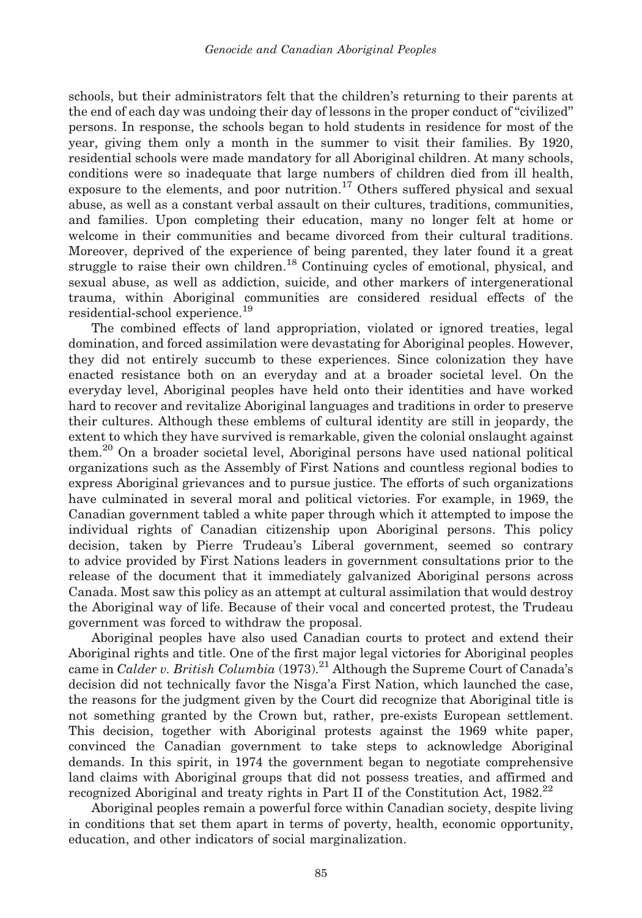schools, but their administrators felt that the children's returning to their parents at the end of each day was undoing their day of lessons in the proper conduct of "civilized" persons. In response, the schools began to hold students in residence for most of the year, giving them only a month in the summer to visit their families. By 1920, residential schools were made mandatory for all Aboriginal children. At many schools, conditions were so inadequate that large numbers of children died from ill health, exposure to the elements, and poor nutrition.[17] Others suffered physical and sexual abuse, as well as a constant verbal assault on their cultures, traditions, communities, and families. Upon completing their education, many no longer felt at home or welcome in their communities and became divorced from their cultural traditions. Moreover, deprived of the experience of being parented, they later found it a great struggle to raise their own children.[18] Continuing cycles of emotional, physical, and sexual abuse, as well as addiction, suicide, and other markers of intergenerational trauma, within Aboriginal communities are considered residual effects of the residential-school experience.[19]

The combined effects of land appropriation, violated or ignored treaties, legal domination, and forced assimilation were devastating for Aboriginal peoples. However, they did not entirely succumb to these experiences. Since colonization they have enacted resistance both on an everyday and at a broader societal level. On the everyday level, Aboriginal peoples have held onto their identities and have worked hard to recover and revitalize Aboriginal languages and traditions in order to preserve their cultures. Although these emblems of cultural identity are still in jeopardy, the extent to which they have survived is remarkable, given the colonial onslaught against them.[20] On a broader societal level, Aboriginal persons have used national political organizations such as the Assembly of First Nations and countless regional bodies to express Aboriginal grievances and to pursue justice. The efforts of such organizations have culminated in several moral and political victories. For example, in 1969, the Canadian government tabled a white paper through which it attempted to impose the individual rights of Canadian citizenship upon Aboriginal persons. This policy decision, taken by Pierre Trudeau's Liberal government, seemed so contrary to advice provided by First Nations leaders in government consultations prior to the release of the document that it immediately galvanized Aboriginal persons across Canada. Most saw this policy as an attempt at cultural assimilation that would destroy the Aboriginal way of life. Because of their vocal and concerted protest, the Trudeau government was forced to withdraw the proposal.

Aboriginal peoples have also used Canadian courts to protect and extend their Aboriginal rights and title. One of the first major legal victories for Aboriginal peoples came in *Calder v. British Columbia* (1973).[21] Although the Supreme Court of Canada's decision did not technically favor the Nisga'a First Nation, which launched the case, the reasons for the judgment given by the Court did recognize that Aboriginal title is not something granted by the Crown but, rather, pre-exists European settlement. This decision, together with Aboriginal protests against the 1969 white paper, convinced the Canadian government to take steps to acknowledge Aboriginal demands. In this spirit, in 1974 the government began to negotiate comprehensive land claims with Aboriginal groups that did not possess treaties, and affirmed and recognized Aboriginal and treaty rights in Part II of the Constitution Act, 1982.[22]

Aboriginal peoples remain a powerful force within Canadian society, despite living in conditions that set them apart in terms of poverty, health, economic opportunity, education, and other indicators of social marginalization.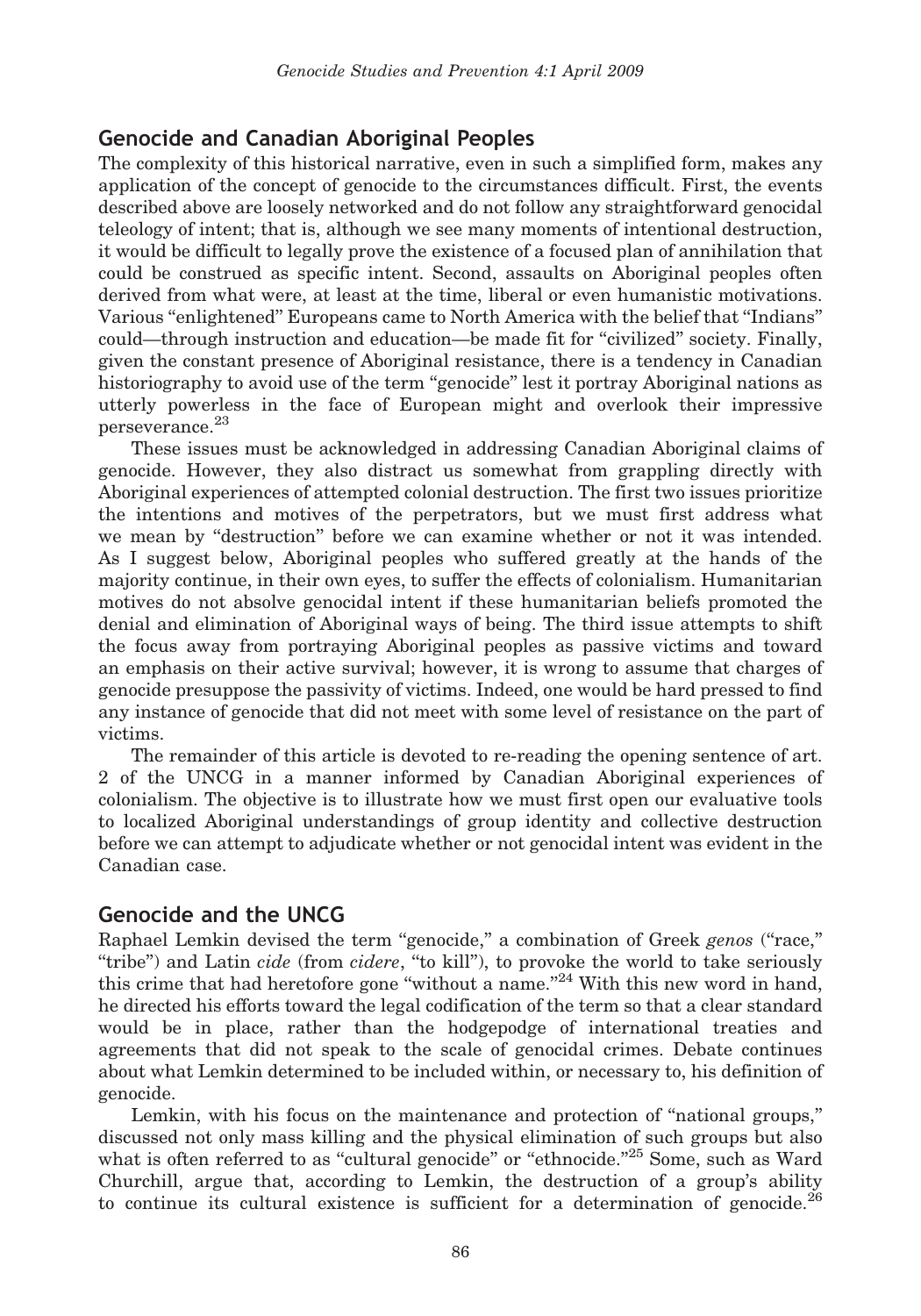## Genocide and Canadian Aboriginal Peoples

The complexity of this historical narrative, even in such a simplified form, makes any application of the concept of genocide to the circumstances difficult. First, the events described above are loosely networked and do not follow any straightforward genocidal teleology of intent; that is, although we see many moments of intentional destruction, it would be difficult to legally prove the existence of a focused plan of annihilation that could be construed as specific intent. Second, assaults on Aboriginal peoples often derived from what were, at least at the time, liberal or even humanistic motivations. Various "enlightened" Europeans came to North America with the belief that "Indians" could—through instruction and education—be made fit for "civilized" society. Finally, given the constant presence of Aboriginal resistance, there is a tendency in Canadian historiography to avoid use of the term "genocide" lest it portray Aboriginal nations as utterly powerless in the face of European might and overlook their impressive perseverance.[23]

These issues must be acknowledged in addressing Canadian Aboriginal claims of genocide. However, they also distract us somewhat from grappling directly with Aboriginal experiences of attempted colonial destruction. The first two issues prioritize the intentions and motives of the perpetrators, but we must first address what we mean by "destruction" before we can examine whether or not it was intended. As I suggest below, Aboriginal peoples who suffered greatly at the hands of the majority continue, in their own eyes, to suffer the effects of colonialism. Humanitarian motives do not absolve genocidal intent if these humanitarian beliefs promoted the denial and elimination of Aboriginal ways of being. The third issue attempts to shift the focus away from portraying Aboriginal peoples as passive victims and toward an emphasis on their active survival; however, it is wrong to assume that charges of genocide presuppose the passivity of victims. Indeed, one would be hard pressed to find any instance of genocide that did not meet with some level of resistance on the part of victims.

The remainder of this article is devoted to re-reading the opening sentence of art. 2 of the UNCG in a manner informed by Canadian Aboriginal experiences of colonialism. The objective is to illustrate how we must first open our evaluative tools to localized Aboriginal understandings of group identity and collective destruction before we can attempt to adjudicate whether or not genocidal intent was evident in the Canadian case.

## Genocide and the UNCG

Raphael Lemkin devised the term "genocide," a combination of Greek *genos* ("race," "tribe") and Latin *cide* (from *cidere*, "to kill"), to provoke the world to take seriously this crime that had heretofore gone "without a name."[24] With this new word in hand, he directed his efforts toward the legal codification of the term so that a clear standard would be in place, rather than the hodgepodge of international treaties and agreements that did not speak to the scale of genocidal crimes. Debate continues about what Lemkin determined to be included within, or necessary to, his definition of genocide.

Lemkin, with his focus on the maintenance and protection of "national groups," discussed not only mass killing and the physical elimination of such groups but also what is often referred to as "cultural genocide" or "ethnocide."[25] Some, such as Ward Churchill, argue that, according to Lemkin, the destruction of a group's ability to continue its cultural existence is sufficient for a determination of genocide.[26]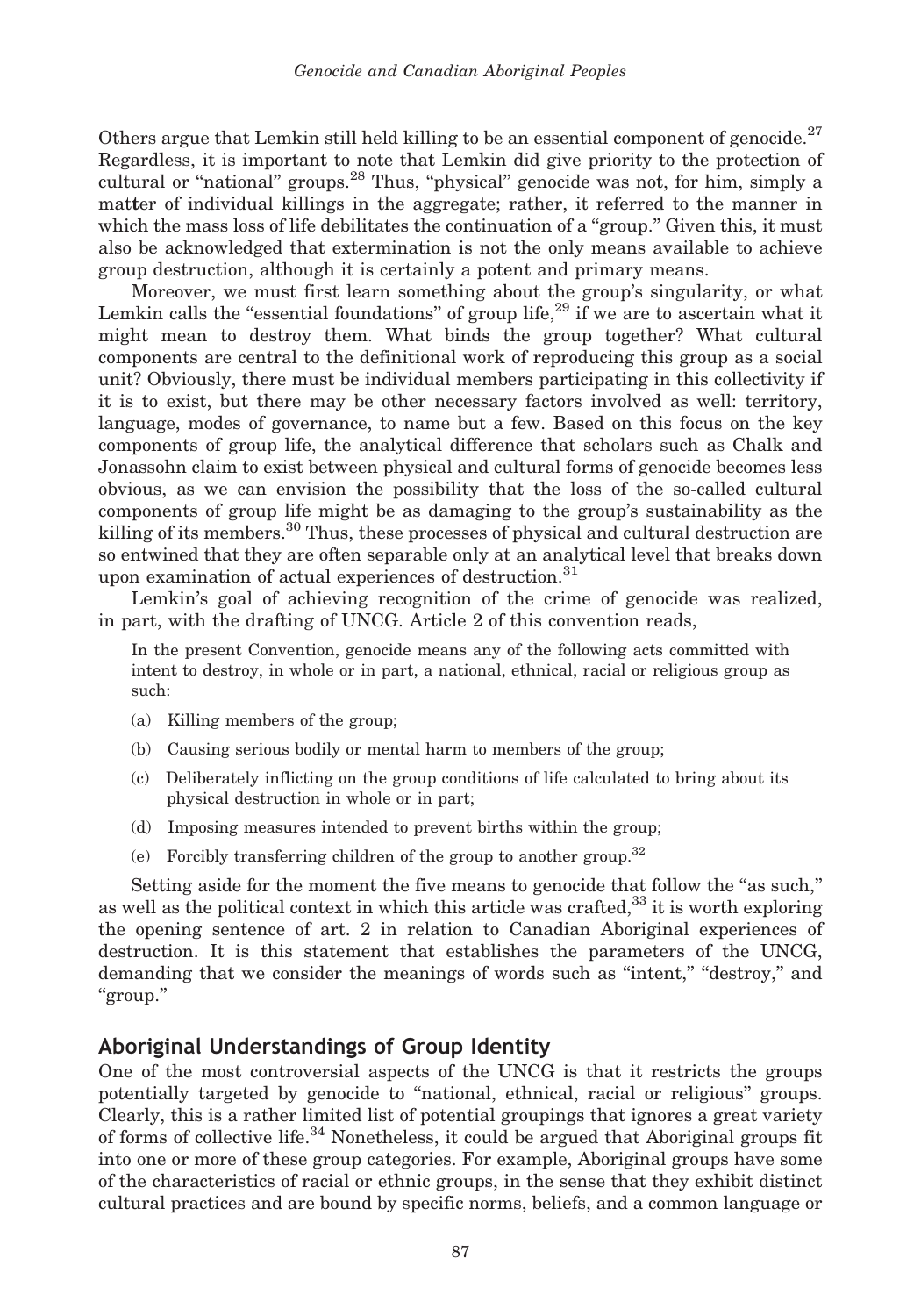Others argue that Lemkin still held killing to be an essential component of genocide.[27] Regardless, it is important to note that Lemkin did give priority to the protection of cultural or "national" groups.[28] Thus, "physical" genocide was not, for him, simply a matter of individual killings in the aggregate; rather, it referred to the manner in which the mass loss of life debilitates the continuation of a "group." Given this, it must also be acknowledged that extermination is not the only means available to achieve group destruction, although it is certainly a potent and primary means.

Moreover, we must first learn something about the group's singularity, or what Lemkin calls the "essential foundations" of group life,[29] if we are to ascertain what it might mean to destroy them. What binds the group together? What cultural components are central to the definitional work of reproducing this group as a social unit? Obviously, there must be individual members participating in this collectivity if it is to exist, but there may be other necessary factors involved as well: territory, language, modes of governance, to name but a few. Based on this focus on the key components of group life, the analytical difference that scholars such as Chalk and Jonassohn claim to exist between physical and cultural forms of genocide becomes less obvious, as we can envision the possibility that the loss of the so-called cultural components of group life might be as damaging to the group's sustainability as the killing of its members.[30] Thus, these processes of physical and cultural destruction are so entwined that they are often separable only at an analytical level that breaks down upon examination of actual experiences of destruction.[31]

Lemkin's goal of achieving recognition of the crime of genocide was realized, in part, with the drafting of UNCG. Article 2 of this convention reads,

> In the present Convention, genocide means any of the following acts committed with intent to destroy, in whole or in part, a national, ethnical, racial or religious group as such:
>
> (a) Killing members of the group;
>
> (b) Causing serious bodily or mental harm to members of the group;
>
> (c) Deliberately inflicting on the group conditions of life calculated to bring about its physical destruction in whole or in part;
>
> (d) Imposing measures intended to prevent births within the group;
>
> (e) Forcibly transferring children of the group to another group.[32]

Setting aside for the moment the five means to genocide that follow the "as such," as well as the political context in which this article was crafted,[33] it is worth exploring the opening sentence of art. 2 in relation to Canadian Aboriginal experiences of destruction. It is this statement that establishes the parameters of the UNCG, demanding that we consider the meanings of words such as "intent," "destroy," and "group."

## Aboriginal Understandings of Group Identity

One of the most controversial aspects of the UNCG is that it restricts the groups potentially targeted by genocide to "national, ethnical, racial or religious" groups. Clearly, this is a rather limited list of potential groupings that ignores a great variety of forms of collective life.[34] Nonetheless, it could be argued that Aboriginal groups fit into one or more of these group categories. For example, Aboriginal groups have some of the characteristics of racial or ethnic groups, in the sense that they exhibit distinct cultural practices and are bound by specific norms, beliefs, and a common language or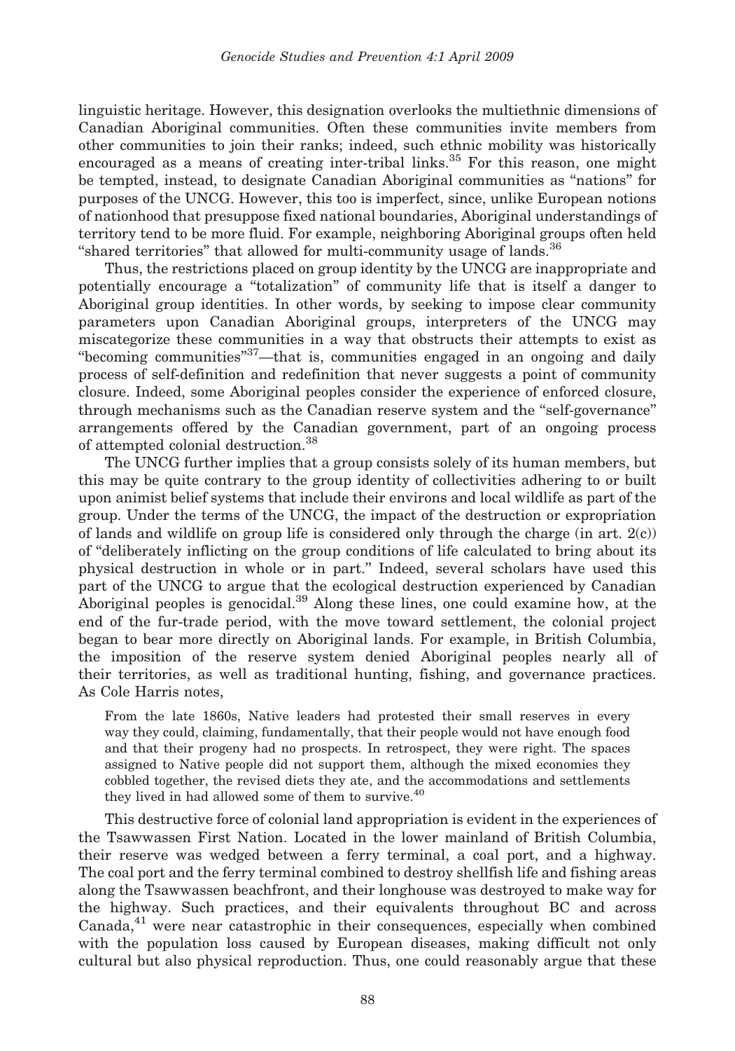linguistic heritage. However, this designation overlooks the multiethnic dimensions of Canadian Aboriginal communities. Often these communities invite members from other communities to join their ranks; indeed, such ethnic mobility was historically encouraged as a means of creating inter-tribal links.[35] For this reason, one might be tempted, instead, to designate Canadian Aboriginal communities as "nations" for purposes of the UNCG. However, this too is imperfect, since, unlike European notions of nationhood that presuppose fixed national boundaries, Aboriginal understandings of territory tend to be more fluid. For example, neighboring Aboriginal groups often held "shared territories" that allowed for multi-community usage of lands.[36]

Thus, the restrictions placed on group identity by the UNCG are inappropriate and potentially encourage a "totalization" of community life that is itself a danger to Aboriginal group identities. In other words, by seeking to impose clear community parameters upon Canadian Aboriginal groups, interpreters of the UNCG may miscategorize these communities in a way that obstructs their attempts to exist as "becoming communities"[37]—that is, communities engaged in an ongoing and daily process of self-definition and redefinition that never suggests a point of community closure. Indeed, some Aboriginal peoples consider the experience of enforced closure, through mechanisms such as the Canadian reserve system and the "self-governance" arrangements offered by the Canadian government, part of an ongoing process of attempted colonial destruction.[38]

The UNCG further implies that a group consists solely of its human members, but this may be quite contrary to the group identity of collectivities adhering to or built upon animist belief systems that include their environs and local wildlife as part of the group. Under the terms of the UNCG, the impact of the destruction or expropriation of lands and wildlife on group life is considered only through the charge (in art. 2(c)) of "deliberately inflicting on the group conditions of life calculated to bring about its physical destruction in whole or in part." Indeed, several scholars have used this part of the UNCG to argue that the ecological destruction experienced by Canadian Aboriginal peoples is genocidal.[39] Along these lines, one could examine how, at the end of the fur-trade period, with the move toward settlement, the colonial project began to bear more directly on Aboriginal lands. For example, in British Columbia, the imposition of the reserve system denied Aboriginal peoples nearly all of their territories, as well as traditional hunting, fishing, and governance practices. As Cole Harris notes,

> From the late 1860s, Native leaders had protested their small reserves in every way they could, claiming, fundamentally, that their people would not have enough food and that their progeny had no prospects. In retrospect, they were right. The spaces assigned to Native people did not support them, although the mixed economies they cobbled together, the revised diets they ate, and the accommodations and settlements they lived in had allowed some of them to survive.[40]

This destructive force of colonial land appropriation is evident in the experiences of the Tsawwassen First Nation. Located in the lower mainland of British Columbia, their reserve was wedged between a ferry terminal, a coal port, and a highway. The coal port and the ferry terminal combined to destroy shellfish life and fishing areas along the Tsawwassen beachfront, and their longhouse was destroyed to make way for the highway. Such practices, and their equivalents throughout BC and across Canada,[41] were near catastrophic in their consequences, especially when combined with the population loss caused by European diseases, making difficult not only cultural but also physical reproduction. Thus, one could reasonably argue that these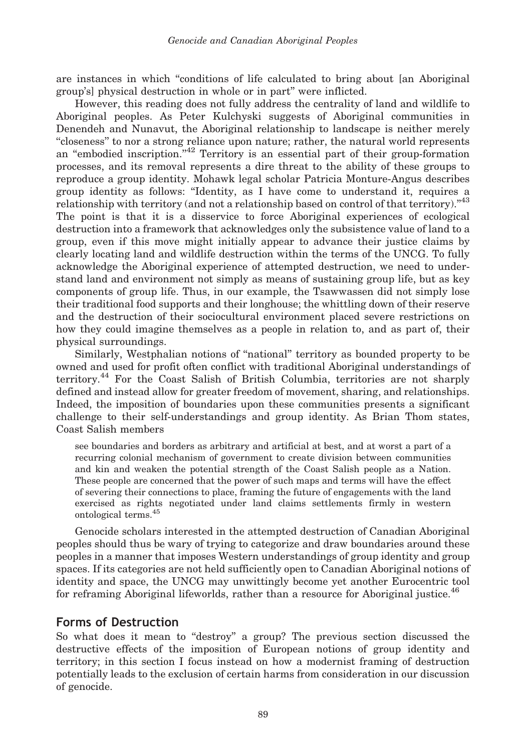are instances in which "conditions of life calculated to bring about [an Aboriginal group's] physical destruction in whole or in part" were inflicted.

However, this reading does not fully address the centrality of land and wildlife to Aboriginal peoples. As Peter Kulchyski suggests of Aboriginal communities in Denendeh and Nunavut, the Aboriginal relationship to landscape is neither merely "closeness" to nor a strong reliance upon nature; rather, the natural world represents an "embodied inscription."[42] Territory is an essential part of their group-formation processes, and its removal represents a dire threat to the ability of these groups to reproduce a group identity. Mohawk legal scholar Patricia Monture-Angus describes group identity as follows: "Identity, as I have come to understand it, requires a relationship with territory (and not a relationship based on control of that territory)."[43] The point is that it is a disservice to force Aboriginal experiences of ecological destruction into a framework that acknowledges only the subsistence value of land to a group, even if this move might initially appear to advance their justice claims by clearly locating land and wildlife destruction within the terms of the UNCG. To fully acknowledge the Aboriginal experience of attempted destruction, we need to understand land and environment not simply as means of sustaining group life, but as key components of group life. Thus, in our example, the Tsawwassen did not simply lose their traditional food supports and their longhouse; the whittling down of their reserve and the destruction of their sociocultural environment placed severe restrictions on how they could imagine themselves as a people in relation to, and as part of, their physical surroundings.

Similarly, Westphalian notions of "national" territory as bounded property to be owned and used for profit often conflict with traditional Aboriginal understandings of territory.[44] For the Coast Salish of British Columbia, territories are not sharply defined and instead allow for greater freedom of movement, sharing, and relationships. Indeed, the imposition of boundaries upon these communities presents a significant challenge to their self-understandings and group identity. As Brian Thom states, Coast Salish members

> see boundaries and borders as arbitrary and artificial at best, and at worst a part of a recurring colonial mechanism of government to create division between communities and kin and weaken the potential strength of the Coast Salish people as a Nation. These people are concerned that the power of such maps and terms will have the effect of severing their connections to place, framing the future of engagements with the land exercised as rights negotiated under land claims settlements firmly in western ontological terms.[45]

Genocide scholars interested in the attempted destruction of Canadian Aboriginal peoples should thus be wary of trying to categorize and draw boundaries around these peoples in a manner that imposes Western understandings of group identity and group spaces. If its categories are not held sufficiently open to Canadian Aboriginal notions of identity and space, the UNCG may unwittingly become yet another Eurocentric tool for reframing Aboriginal lifeworlds, rather than a resource for Aboriginal justice.[46]

## Forms of Destruction

So what does it mean to "destroy" a group? The previous section discussed the destructive effects of the imposition of European notions of group identity and territory; in this section I focus instead on how a modernist framing of destruction potentially leads to the exclusion of certain harms from consideration in our discussion of genocide.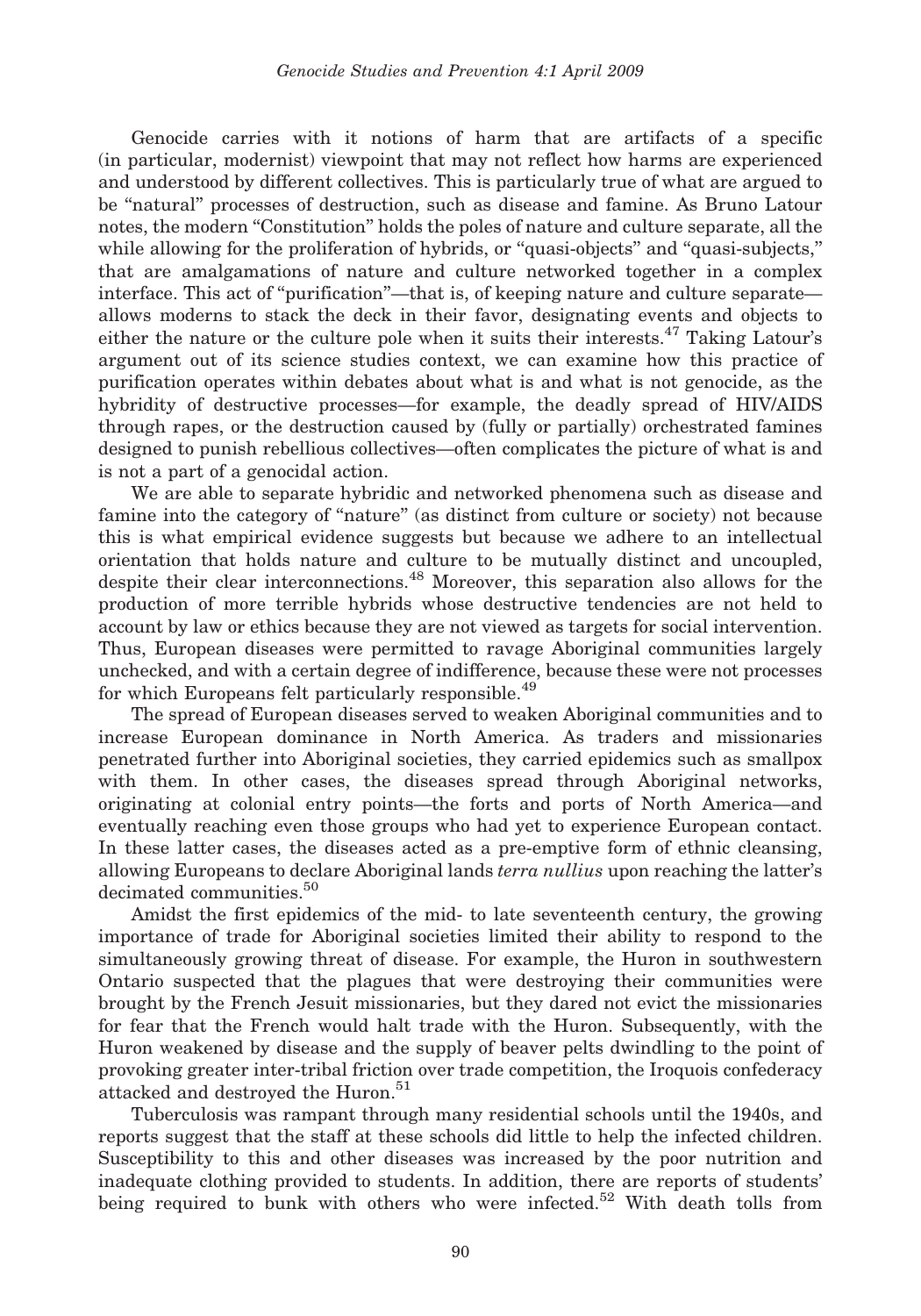Genocide carries with it notions of harm that are artifacts of a specific (in particular, modernist) viewpoint that may not reflect how harms are experienced and understood by different collectives. This is particularly true of what are argued to be "natural" processes of destruction, such as disease and famine. As Bruno Latour notes, the modern "Constitution" holds the poles of nature and culture separate, all the while allowing for the proliferation of hybrids, or "quasi-objects" and "quasi-subjects," that are amalgamations of nature and culture networked together in a complex interface. This act of "purification"—that is, of keeping nature and culture separate—allows moderns to stack the deck in their favor, designating events and objects to either the nature or the culture pole when it suits their interests.[47] Taking Latour's argument out of its science studies context, we can examine how this practice of purification operates within debates about what is and what is not genocide, as the hybridity of destructive processes—for example, the deadly spread of HIV/AIDS through rapes, or the destruction caused by (fully or partially) orchestrated famines designed to punish rebellious collectives—often complicates the picture of what is and is not a part of a genocidal action.

We are able to separate hybridic and networked phenomena such as disease and famine into the category of "nature" (as distinct from culture or society) not because this is what empirical evidence suggests but because we adhere to an intellectual orientation that holds nature and culture to be mutually distinct and uncoupled, despite their clear interconnections.[48] Moreover, this separation also allows for the production of more terrible hybrids whose destructive tendencies are not held to account by law or ethics because they are not viewed as targets for social intervention. Thus, European diseases were permitted to ravage Aboriginal communities largely unchecked, and with a certain degree of indifference, because these were not processes for which Europeans felt particularly responsible.[49]

The spread of European diseases served to weaken Aboriginal communities and to increase European dominance in North America. As traders and missionaries penetrated further into Aboriginal societies, they carried epidemics such as smallpox with them. In other cases, the diseases spread through Aboriginal networks, originating at colonial entry points—the forts and ports of North America—and eventually reaching even those groups who had yet to experience European contact. In these latter cases, the diseases acted as a pre-emptive form of ethnic cleansing, allowing Europeans to declare Aboriginal lands *terra nullius* upon reaching the latter's decimated communities.[50]

Amidst the first epidemics of the mid- to late seventeenth century, the growing importance of trade for Aboriginal societies limited their ability to respond to the simultaneously growing threat of disease. For example, the Huron in southwestern Ontario suspected that the plagues that were destroying their communities were brought by the French Jesuit missionaries, but they dared not evict the missionaries for fear that the French would halt trade with the Huron. Subsequently, with the Huron weakened by disease and the supply of beaver pelts dwindling to the point of provoking greater inter-tribal friction over trade competition, the Iroquois confederacy attacked and destroyed the Huron.[51]

Tuberculosis was rampant through many residential schools until the 1940s, and reports suggest that the staff at these schools did little to help the infected children. Susceptibility to this and other diseases was increased by the poor nutrition and inadequate clothing provided to students. In addition, there are reports of students' being required to bunk with others who were infected.[52] With death tolls from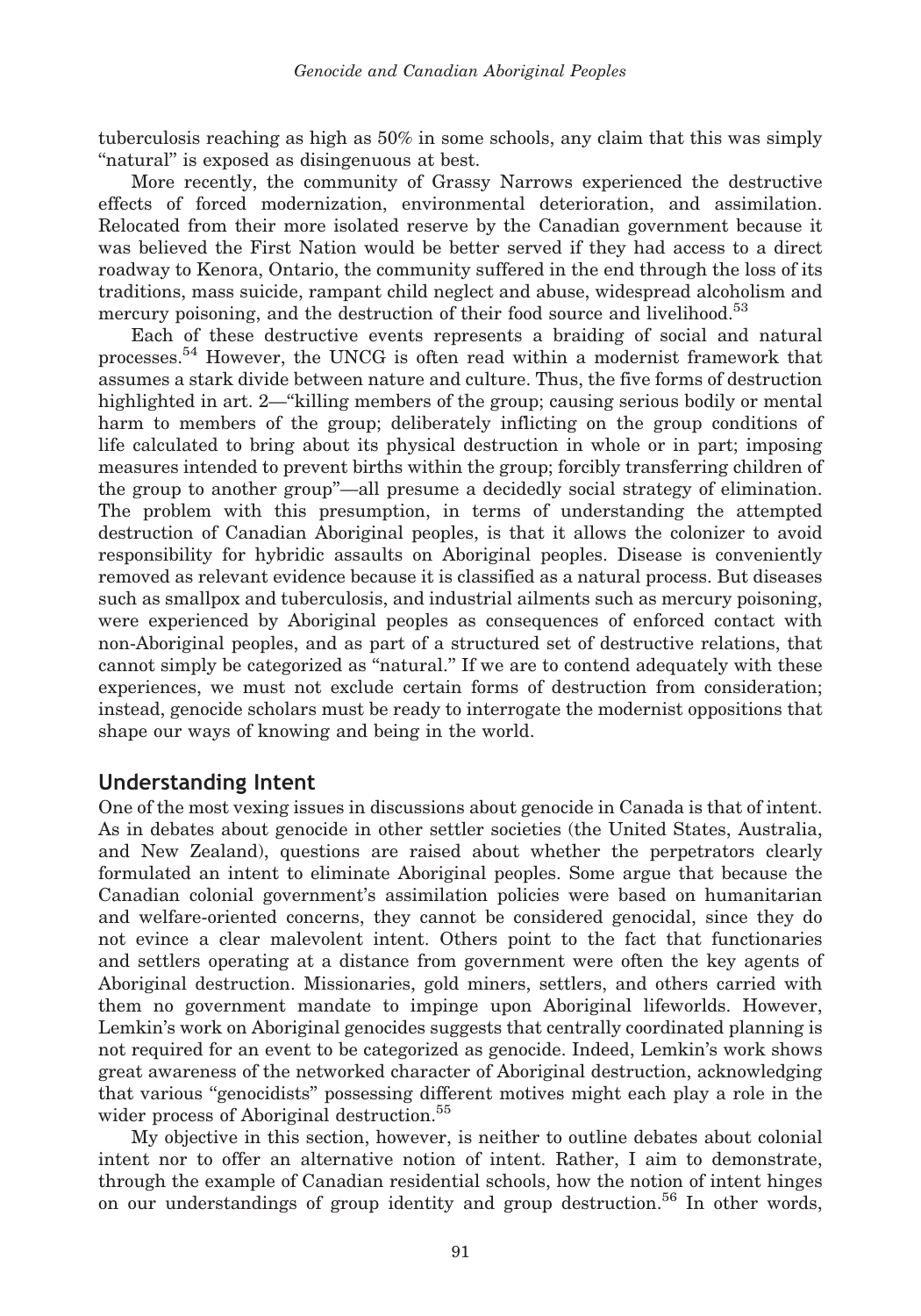tuberculosis reaching as high as 50% in some schools, any claim that this was simply "natural" is exposed as disingenuous at best.

More recently, the community of Grassy Narrows experienced the destructive effects of forced modernization, environmental deterioration, and assimilation. Relocated from their more isolated reserve by the Canadian government because it was believed the First Nation would be better served if they had access to a direct roadway to Kenora, Ontario, the community suffered in the end through the loss of its traditions, mass suicide, rampant child neglect and abuse, widespread alcoholism and mercury poisoning, and the destruction of their food source and livelihood.[53]

Each of these destructive events represents a braiding of social and natural processes.[54] However, the UNCG is often read within a modernist framework that assumes a stark divide between nature and culture. Thus, the five forms of destruction highlighted in art. 2—"killing members of the group; causing serious bodily or mental harm to members of the group; deliberately inflicting on the group conditions of life calculated to bring about its physical destruction in whole or in part; imposing measures intended to prevent births within the group; forcibly transferring children of the group to another group"—all presume a decidedly social strategy of elimination. The problem with this presumption, in terms of understanding the attempted destruction of Canadian Aboriginal peoples, is that it allows the colonizer to avoid responsibility for hybridic assaults on Aboriginal peoples. Disease is conveniently removed as relevant evidence because it is classified as a natural process. But diseases such as smallpox and tuberculosis, and industrial ailments such as mercury poisoning, were experienced by Aboriginal peoples as consequences of enforced contact with non-Aboriginal peoples, and as part of a structured set of destructive relations, that cannot simply be categorized as "natural." If we are to contend adequately with these experiences, we must not exclude certain forms of destruction from consideration; instead, genocide scholars must be ready to interrogate the modernist oppositions that shape our ways of knowing and being in the world.

## Understanding Intent

One of the most vexing issues in discussions about genocide in Canada is that of intent. As in debates about genocide in other settler societies (the United States, Australia, and New Zealand), questions are raised about whether the perpetrators clearly formulated an intent to eliminate Aboriginal peoples. Some argue that because the Canadian colonial government's assimilation policies were based on humanitarian and welfare-oriented concerns, they cannot be considered genocidal, since they do not evince a clear malevolent intent. Others point to the fact that functionaries and settlers operating at a distance from government were often the key agents of Aboriginal destruction. Missionaries, gold miners, settlers, and others carried with them no government mandate to impinge upon Aboriginal lifeworlds. However, Lemkin's work on Aboriginal genocides suggests that centrally coordinated planning is not required for an event to be categorized as genocide. Indeed, Lemkin's work shows great awareness of the networked character of Aboriginal destruction, acknowledging that various "genocidists" possessing different motives might each play a role in the wider process of Aboriginal destruction.[55]

My objective in this section, however, is neither to outline debates about colonial intent nor to offer an alternative notion of intent. Rather, I aim to demonstrate, through the example of Canadian residential schools, how the notion of intent hinges on our understandings of group identity and group destruction.[56] In other words,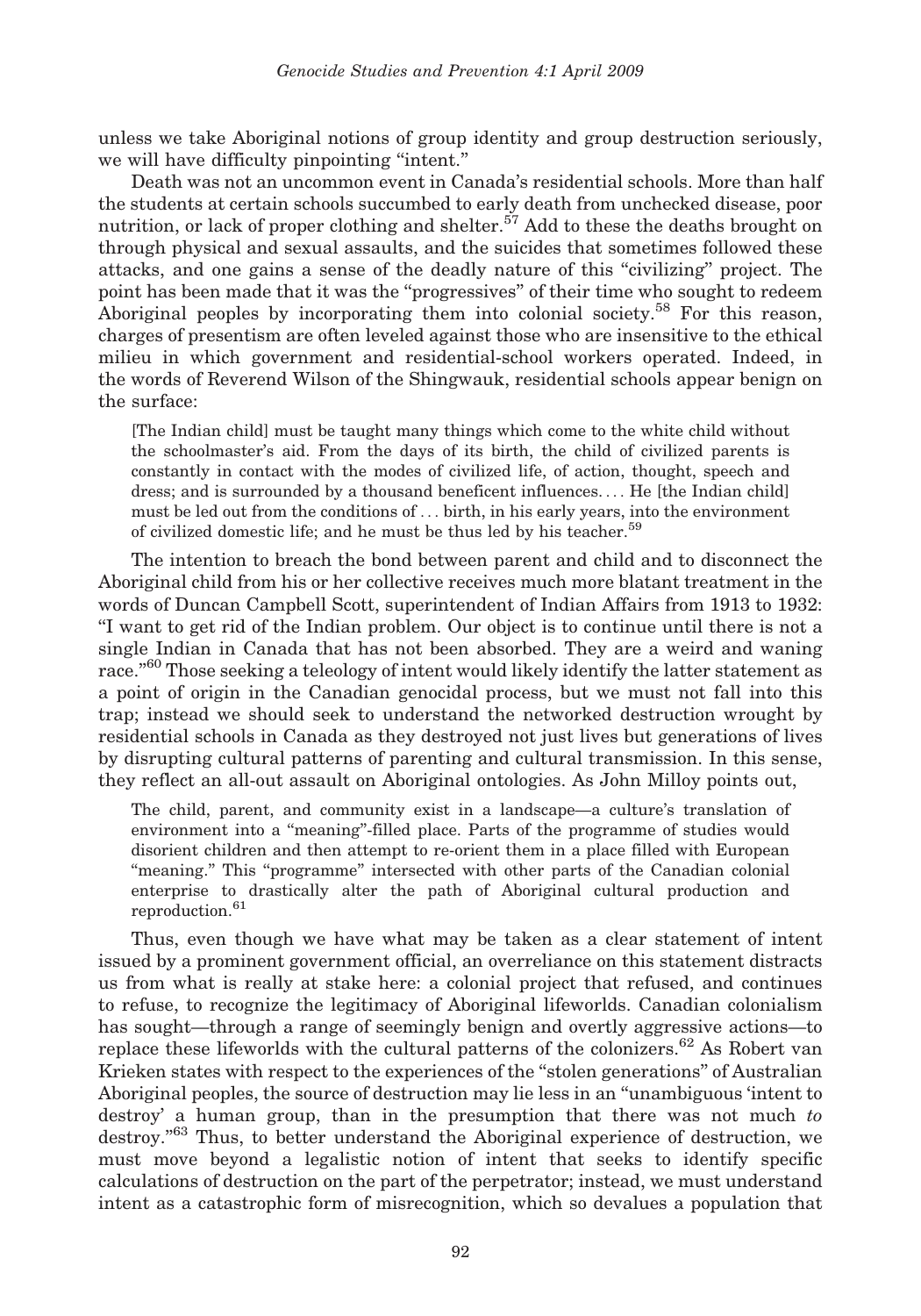unless we take Aboriginal notions of group identity and group destruction seriously, we will have difficulty pinpointing "intent."

Death was not an uncommon event in Canada's residential schools. More than half the students at certain schools succumbed to early death from unchecked disease, poor nutrition, or lack of proper clothing and shelter.[57] Add to these the deaths brought on through physical and sexual assaults, and the suicides that sometimes followed these attacks, and one gains a sense of the deadly nature of this "civilizing" project. The point has been made that it was the "progressives" of their time who sought to redeem Aboriginal peoples by incorporating them into colonial society.[58] For this reason, charges of presentism are often leveled against those who are insensitive to the ethical milieu in which government and residential-school workers operated. Indeed, in the words of Reverend Wilson of the Shingwauk, residential schools appear benign on the surface:

> [The Indian child] must be taught many things which come to the white child without the schoolmaster's aid. From the days of its birth, the child of civilized parents is constantly in contact with the modes of civilized life, of action, thought, speech and dress; and is surrounded by a thousand beneficent influences.... He [the Indian child] must be led out from the conditions of ... birth, in his early years, into the environment of civilized domestic life; and he must be thus led by his teacher.[59]

The intention to breach the bond between parent and child and to disconnect the Aboriginal child from his or her collective receives much more blatant treatment in the words of Duncan Campbell Scott, superintendent of Indian Affairs from 1913 to 1932: "I want to get rid of the Indian problem. Our object is to continue until there is not a single Indian in Canada that has not been absorbed. They are a weird and waning race."[60] Those seeking a teleology of intent would likely identify the latter statement as a point of origin in the Canadian genocidal process, but we must not fall into this trap; instead we should seek to understand the networked destruction wrought by residential schools in Canada as they destroyed not just lives but generations of lives by disrupting cultural patterns of parenting and cultural transmission. In this sense, they reflect an all-out assault on Aboriginal ontologies. As John Milloy points out,

> The child, parent, and community exist in a landscape—a culture's translation of environment into a "meaning"-filled place. Parts of the programme of studies would disorient children and then attempt to re-orient them in a place filled with European "meaning." This "programme" intersected with other parts of the Canadian colonial enterprise to drastically alter the path of Aboriginal cultural production and reproduction.[61]

Thus, even though we have what may be taken as a clear statement of intent issued by a prominent government official, an overreliance on this statement distracts us from what is really at stake here: a colonial project that refused, and continues to refuse, to recognize the legitimacy of Aboriginal lifeworlds. Canadian colonialism has sought—through a range of seemingly benign and overtly aggressive actions—to replace these lifeworlds with the cultural patterns of the colonizers.[62] As Robert van Krieken states with respect to the experiences of the "stolen generations" of Australian Aboriginal peoples, the source of destruction may lie less in an "unambiguous 'intent to destroy' a human group, than in the presumption that there was not much *to* destroy."[63] Thus, to better understand the Aboriginal experience of destruction, we must move beyond a legalistic notion of intent that seeks to identify specific calculations of destruction on the part of the perpetrator; instead, we must understand intent as a catastrophic form of misrecognition, which so devalues a population that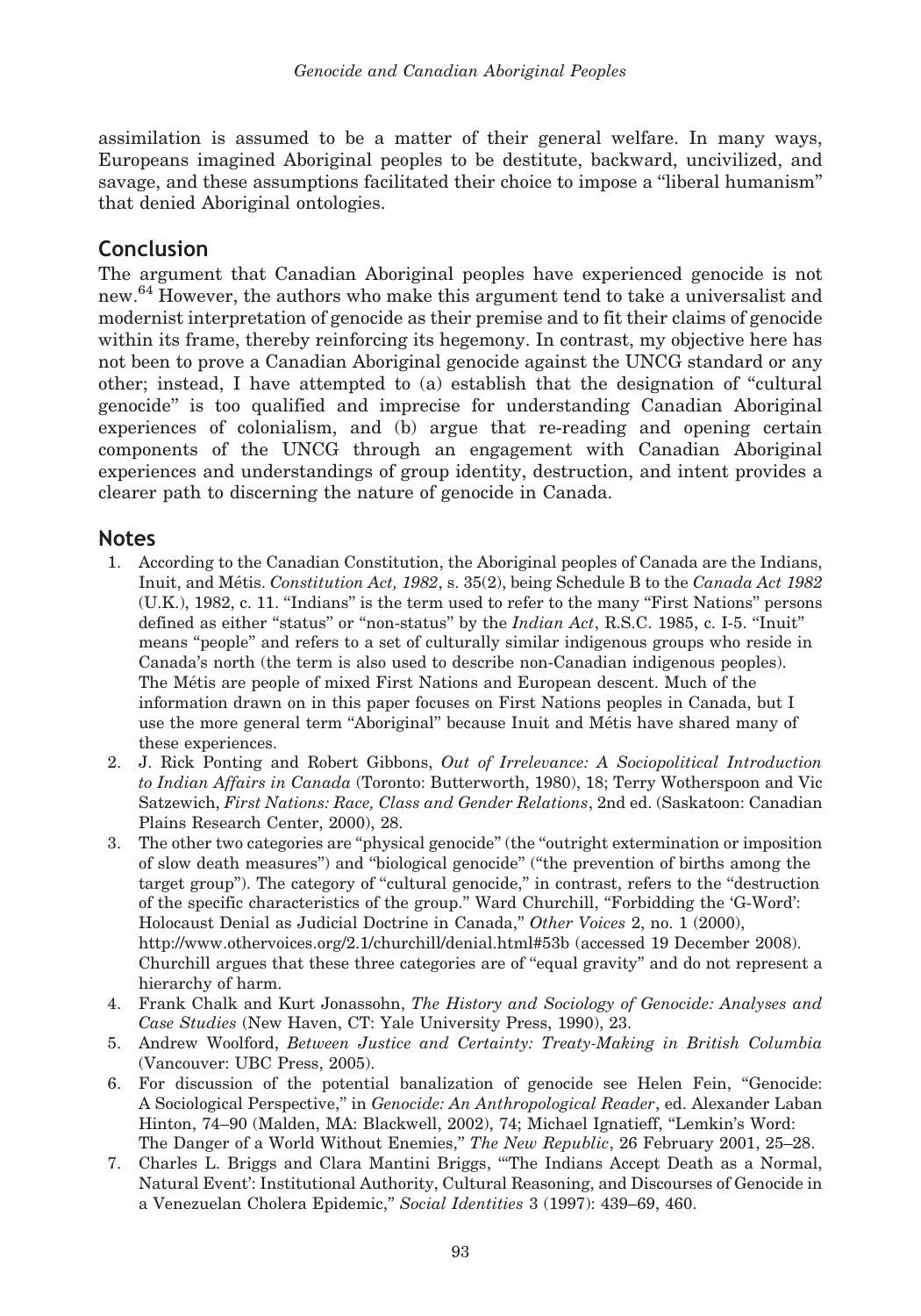assimilation is assumed to be a matter of their general welfare. In many ways, Europeans imagined Aboriginal peoples to be destitute, backward, uncivilized, and savage, and these assumptions facilitated their choice to impose a "liberal humanism" that denied Aboriginal ontologies.

## Conclusion

The argument that Canadian Aboriginal peoples have experienced genocide is not new.[64] However, the authors who make this argument tend to take a universalist and modernist interpretation of genocide as their premise and to fit their claims of genocide within its frame, thereby reinforcing its hegemony. In contrast, my objective here has not been to prove a Canadian Aboriginal genocide against the UNCG standard or any other; instead, I have attempted to (a) establish that the designation of "cultural genocide" is too qualified and imprecise for understanding Canadian Aboriginal experiences of colonialism, and (b) argue that re-reading and opening certain components of the UNCG through an engagement with Canadian Aboriginal experiences and understandings of group identity, destruction, and intent provides a clearer path to discerning the nature of genocide in Canada.

## Notes

1. According to the Canadian Constitution, the Aboriginal peoples of Canada are the Indians, Inuit, and Métis. *Constitution Act, 1982*, s. 35(2), being Schedule B to the *Canada Act 1982* (U.K.), 1982, c. 11. "Indians" is the term used to refer to the many "First Nations" persons defined as either "status" or "non-status" by the *Indian Act*, R.S.C. 1985, c. I-5. "Inuit" means "people" and refers to a set of culturally similar indigenous groups who reside in Canada's north (the term is also used to describe non-Canadian indigenous peoples). The Métis are people of mixed First Nations and European descent. Much of the information drawn on in this paper focuses on First Nations peoples in Canada, but I use the more general term "Aboriginal" because Inuit and Métis have shared many of these experiences.
2. J. Rick Ponting and Robert Gibbons, *Out of Irrelevance: A Sociopolitical Introduction to Indian Affairs in Canada* (Toronto: Butterworth, 1980), 18; Terry Wotherspoon and Vic Satzewich, *First Nations: Race, Class and Gender Relations*, 2nd ed. (Saskatoon: Canadian Plains Research Center, 2000), 28.
3. The other two categories are "physical genocide" (the "outright extermination or imposition of slow death measures") and "biological genocide" ("the prevention of births among the target group"). The category of "cultural genocide," in contrast, refers to the "destruction of the specific characteristics of the group." Ward Churchill, "Forbidding the 'G-Word': Holocaust Denial as Judicial Doctrine in Canada," *Other Voices* 2, no. 1 (2000), http://www.othervoices.org/2.1/churchill/denial.html#53b (accessed 19 December 2008). Churchill argues that these three categories are of "equal gravity" and do not represent a hierarchy of harm.
4. Frank Chalk and Kurt Jonassohn, *The History and Sociology of Genocide: Analyses and Case Studies* (New Haven, CT: Yale University Press, 1990), 23.
5. Andrew Woolford, *Between Justice and Certainty: Treaty-Making in British Columbia* (Vancouver: UBC Press, 2005).
6. For discussion of the potential banalization of genocide see Helen Fein, "Genocide: A Sociological Perspective," in *Genocide: An Anthropological Reader*, ed. Alexander Laban Hinton, 74–90 (Malden, MA: Blackwell, 2002), 74; Michael Ignatieff, "Lemkin's Word: The Danger of a World Without Enemies," *The New Republic*, 26 February 2001, 25–28.
7. Charles L. Briggs and Clara Mantini Briggs, "'The Indians Accept Death as a Normal, Natural Event': Institutional Authority, Cultural Reasoning, and Discourses of Genocide in a Venezuelan Cholera Epidemic," *Social Identities* 3 (1997): 439–69, 460.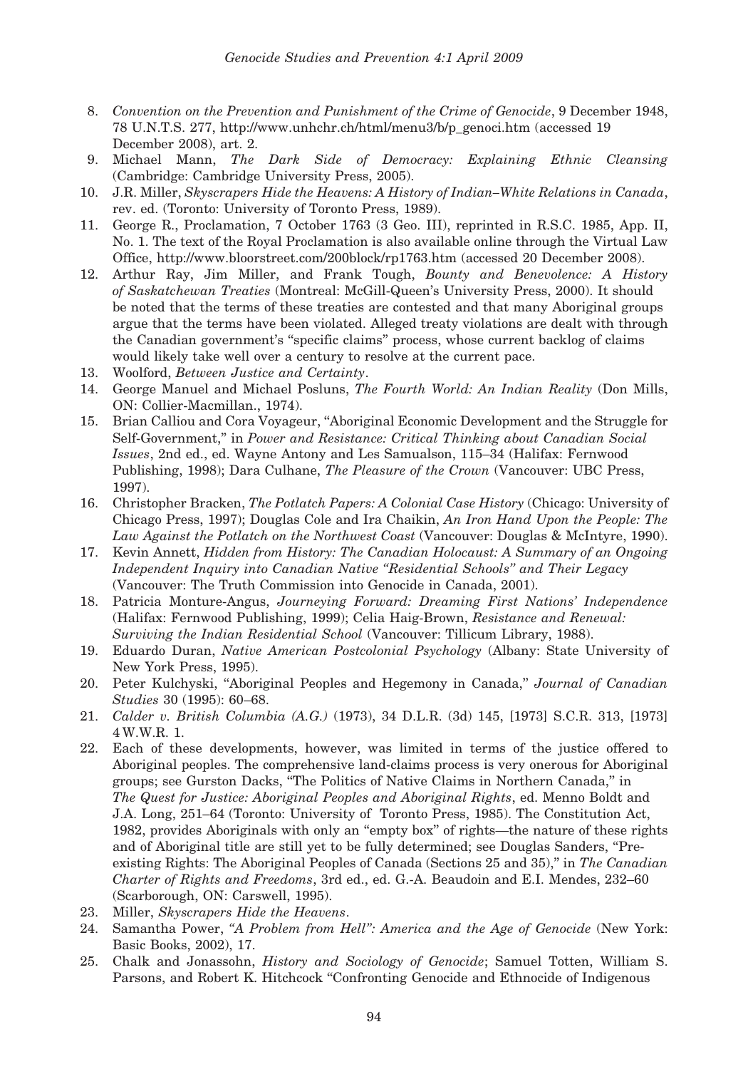8. *Convention on the Prevention and Punishment of the Crime of Genocide*, 9 December 1948, 78 U.N.T.S. 277, http://www.unhchr.ch/html/menu3/b/p_genoci.htm (accessed 19 December 2008), art. 2.
9. Michael Mann, *The Dark Side of Democracy: Explaining Ethnic Cleansing* (Cambridge: Cambridge University Press, 2005).
10. J.R. Miller, *Skyscrapers Hide the Heavens: A History of Indian–White Relations in Canada*, rev. ed. (Toronto: University of Toronto Press, 1989).
11. George R., Proclamation, 7 October 1763 (3 Geo. III), reprinted in R.S.C. 1985, App. II, No. 1. The text of the Royal Proclamation is also available online through the Virtual Law Office, http://www.bloorstreet.com/200block/rp1763.htm (accessed 20 December 2008).
12. Arthur Ray, Jim Miller, and Frank Tough, *Bounty and Benevolence: A History of Saskatchewan Treaties* (Montreal: McGill-Queen's University Press, 2000). It should be noted that the terms of these treaties are contested and that many Aboriginal groups argue that the terms have been violated. Alleged treaty violations are dealt with through the Canadian government's "specific claims" process, whose current backlog of claims would likely take well over a century to resolve at the current pace.
13. Woolford, *Between Justice and Certainty*.
14. George Manuel and Michael Posluns, *The Fourth World: An Indian Reality* (Don Mills, ON: Collier-Macmillan., 1974).
15. Brian Calliou and Cora Voyageur, "Aboriginal Economic Development and the Struggle for Self-Government," in *Power and Resistance: Critical Thinking about Canadian Social Issues*, 2nd ed., ed. Wayne Antony and Les Samualson, 115–34 (Halifax: Fernwood Publishing, 1998); Dara Culhane, *The Pleasure of the Crown* (Vancouver: UBC Press, 1997).
16. Christopher Bracken, *The Potlatch Papers: A Colonial Case History* (Chicago: University of Chicago Press, 1997); Douglas Cole and Ira Chaikin, *An Iron Hand Upon the People: The Law Against the Potlatch on the Northwest Coast* (Vancouver: Douglas & McIntyre, 1990).
17. Kevin Annett, *Hidden from History: The Canadian Holocaust: A Summary of an Ongoing Independent Inquiry into Canadian Native "Residential Schools" and Their Legacy* (Vancouver: The Truth Commission into Genocide in Canada, 2001).
18. Patricia Monture-Angus, *Journeying Forward: Dreaming First Nations' Independence* (Halifax: Fernwood Publishing, 1999); Celia Haig-Brown, *Resistance and Renewal: Surviving the Indian Residential School* (Vancouver: Tillicum Library, 1988).
19. Eduardo Duran, *Native American Postcolonial Psychology* (Albany: State University of New York Press, 1995).
20. Peter Kulchyski, "Aboriginal Peoples and Hegemony in Canada," *Journal of Canadian Studies* 30 (1995): 60–68.
21. *Calder v. British Columbia (A.G.)* (1973), 34 D.L.R. (3d) 145, [1973] S.C.R. 313, [1973] 4 W.W.R. 1.
22. Each of these developments, however, was limited in terms of the justice offered to Aboriginal peoples. The comprehensive land-claims process is very onerous for Aboriginal groups; see Gurston Dacks, "The Politics of Native Claims in Northern Canada," in *The Quest for Justice: Aboriginal Peoples and Aboriginal Rights*, ed. Menno Boldt and J.A. Long, 251–64 (Toronto: University of Toronto Press, 1985). The Constitution Act, 1982, provides Aboriginals with only an "empty box" of rights—the nature of these rights and of Aboriginal title are still yet to be fully determined; see Douglas Sanders, "Pre-existing Rights: The Aboriginal Peoples of Canada (Sections 25 and 35)," in *The Canadian Charter of Rights and Freedoms*, 3rd ed., ed. G.-A. Beaudoin and E.I. Mendes, 232–60 (Scarborough, ON: Carswell, 1995).
23. Miller, *Skyscrapers Hide the Heavens*.
24. Samantha Power, *"A Problem from Hell": America and the Age of Genocide* (New York: Basic Books, 2002), 17.
25. Chalk and Jonassohn, *History and Sociology of Genocide*; Samuel Totten, William S. Parsons, and Robert K. Hitchcock "Confronting Genocide and Ethnocide of Indigenous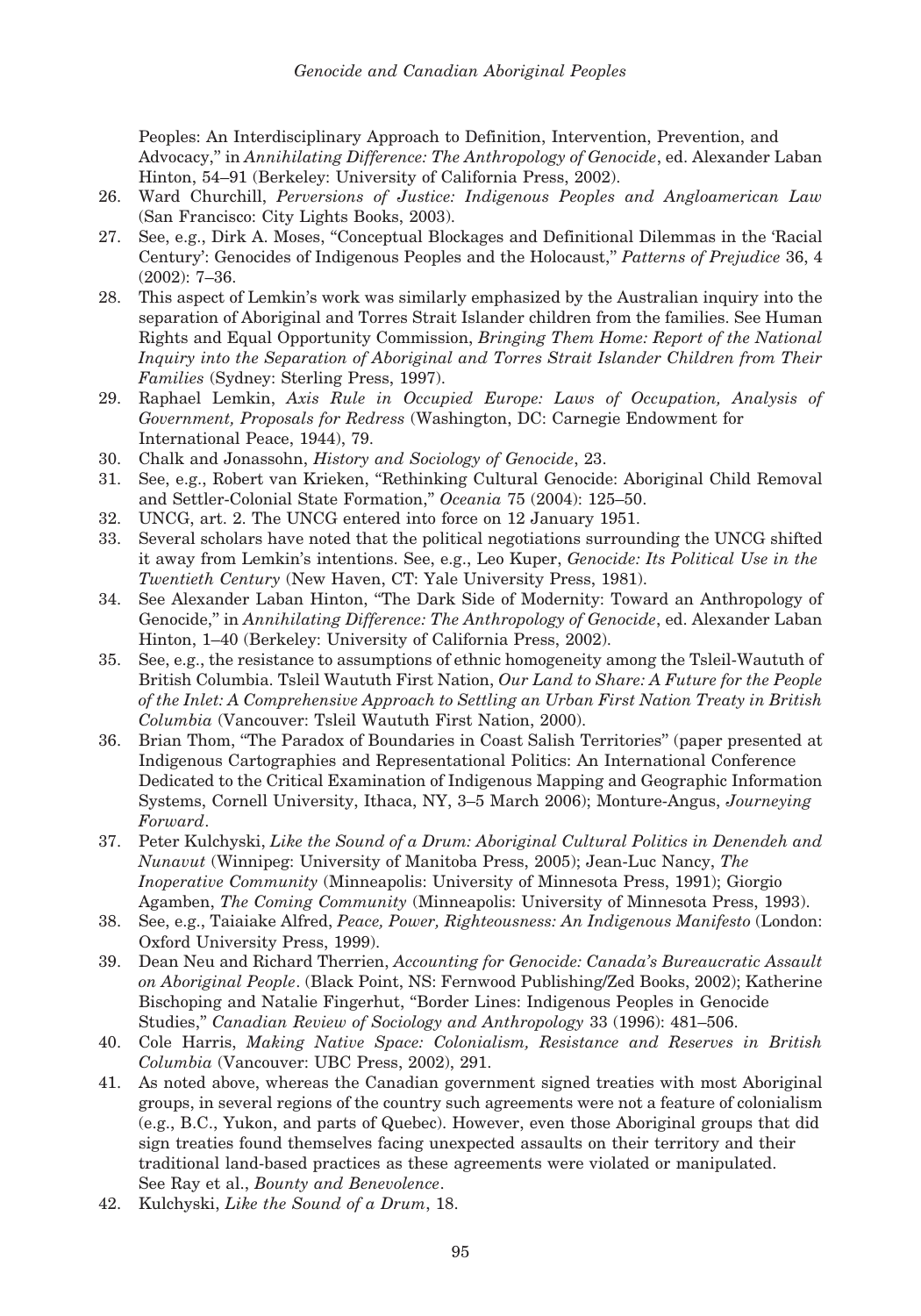Peoples: An Interdisciplinary Approach to Definition, Intervention, Prevention, and Advocacy," in *Annihilating Difference: The Anthropology of Genocide*, ed. Alexander Laban Hinton, 54–91 (Berkeley: University of California Press, 2002).

26. Ward Churchill, *Perversions of Justice: Indigenous Peoples and Angloamerican Law* (San Francisco: City Lights Books, 2003).
27. See, e.g., Dirk A. Moses, "Conceptual Blockages and Definitional Dilemmas in the 'Racial Century': Genocides of Indigenous Peoples and the Holocaust," *Patterns of Prejudice* 36, 4 (2002): 7–36.
28. This aspect of Lemkin's work was similarly emphasized by the Australian inquiry into the separation of Aboriginal and Torres Strait Islander children from the families. See Human Rights and Equal Opportunity Commission, *Bringing Them Home: Report of the National Inquiry into the Separation of Aboriginal and Torres Strait Islander Children from Their Families* (Sydney: Sterling Press, 1997).
29. Raphael Lemkin, *Axis Rule in Occupied Europe: Laws of Occupation, Analysis of Government, Proposals for Redress* (Washington, DC: Carnegie Endowment for International Peace, 1944), 79.
30. Chalk and Jonassohn, *History and Sociology of Genocide*, 23.
31. See, e.g., Robert van Krieken, "Rethinking Cultural Genocide: Aboriginal Child Removal and Settler-Colonial State Formation," *Oceania* 75 (2004): 125–50.
32. UNCG, art. 2. The UNCG entered into force on 12 January 1951.
33. Several scholars have noted that the political negotiations surrounding the UNCG shifted it away from Lemkin's intentions. See, e.g., Leo Kuper, *Genocide: Its Political Use in the Twentieth Century* (New Haven, CT: Yale University Press, 1981).
34. See Alexander Laban Hinton, "The Dark Side of Modernity: Toward an Anthropology of Genocide," in *Annihilating Difference: The Anthropology of Genocide*, ed. Alexander Laban Hinton, 1–40 (Berkeley: University of California Press, 2002).
35. See, e.g., the resistance to assumptions of ethnic homogeneity among the Tsleil-Waututh of British Columbia. Tsleil Waututh First Nation, *Our Land to Share: A Future for the People of the Inlet: A Comprehensive Approach to Settling an Urban First Nation Treaty in British Columbia* (Vancouver: Tsleil Waututh First Nation, 2000).
36. Brian Thom, "The Paradox of Boundaries in Coast Salish Territories" (paper presented at Indigenous Cartographies and Representational Politics: An International Conference Dedicated to the Critical Examination of Indigenous Mapping and Geographic Information Systems, Cornell University, Ithaca, NY, 3–5 March 2006); Monture-Angus, *Journeying Forward*.
37. Peter Kulchyski, *Like the Sound of a Drum: Aboriginal Cultural Politics in Denendeh and Nunavut* (Winnipeg: University of Manitoba Press, 2005); Jean-Luc Nancy, *The Inoperative Community* (Minneapolis: University of Minnesota Press, 1991); Giorgio Agamben, *The Coming Community* (Minneapolis: University of Minnesota Press, 1993).
38. See, e.g., Taiaiake Alfred, *Peace, Power, Righteousness: An Indigenous Manifesto* (London: Oxford University Press, 1999).
39. Dean Neu and Richard Therrien, *Accounting for Genocide: Canada's Bureaucratic Assault on Aboriginal People*. (Black Point, NS: Fernwood Publishing/Zed Books, 2002); Katherine Bischoping and Natalie Fingerhut, "Border Lines: Indigenous Peoples in Genocide Studies," *Canadian Review of Sociology and Anthropology* 33 (1996): 481–506.
40. Cole Harris, *Making Native Space: Colonialism, Resistance and Reserves in British Columbia* (Vancouver: UBC Press, 2002), 291.
41. As noted above, whereas the Canadian government signed treaties with most Aboriginal groups, in several regions of the country such agreements were not a feature of colonialism (e.g., B.C., Yukon, and parts of Quebec). However, even those Aboriginal groups that did sign treaties found themselves facing unexpected assaults on their territory and their traditional land-based practices as these agreements were violated or manipulated. See Ray et al., *Bounty and Benevolence*.
42. Kulchyski, *Like the Sound of a Drum*, 18.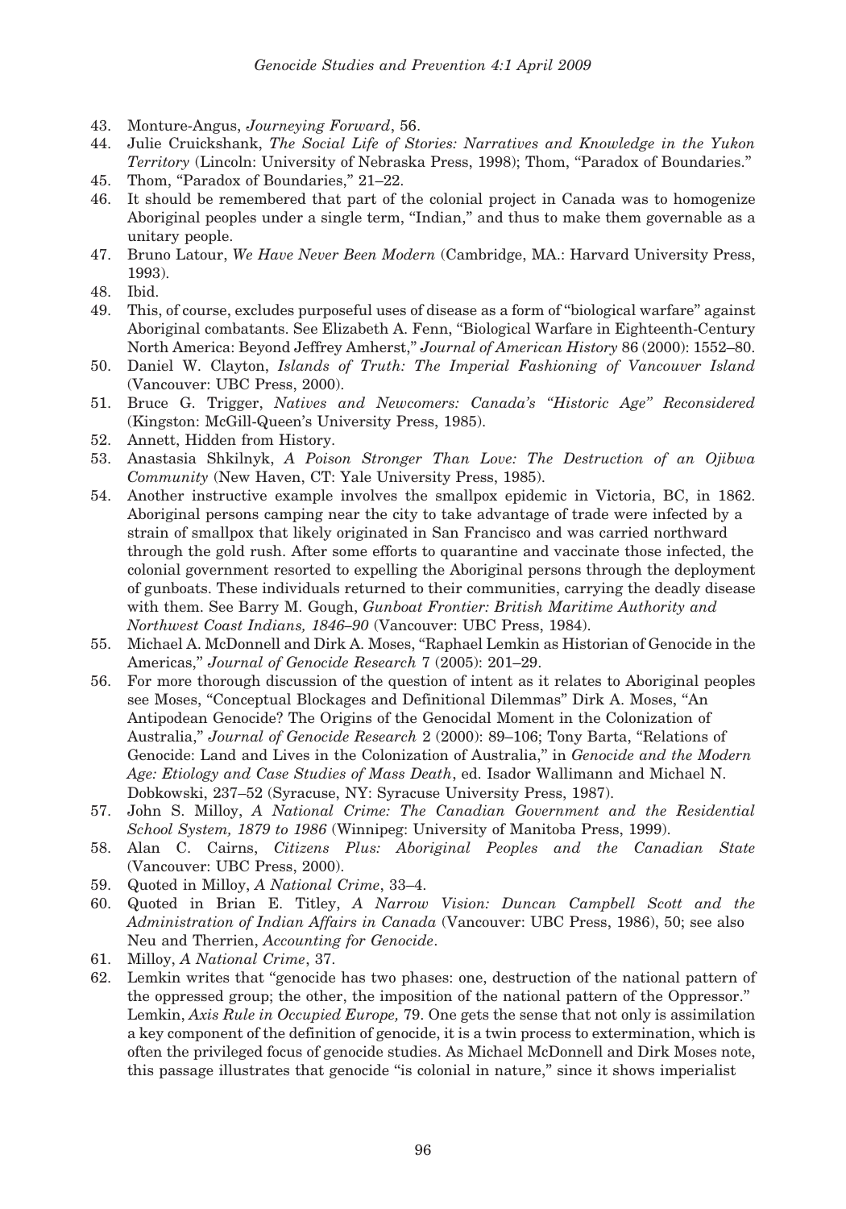43. Monture-Angus, *Journeying Forward*, 56.
44. Julie Cruickshank, *The Social Life of Stories: Narratives and Knowledge in the Yukon Territory* (Lincoln: University of Nebraska Press, 1998); Thom, "Paradox of Boundaries."
45. Thom, "Paradox of Boundaries," 21–22.
46. It should be remembered that part of the colonial project in Canada was to homogenize Aboriginal peoples under a single term, "Indian," and thus to make them governable as a unitary people.
47. Bruno Latour, *We Have Never Been Modern* (Cambridge, MA.: Harvard University Press, 1993).
48. Ibid.
49. This, of course, excludes purposeful uses of disease as a form of "biological warfare" against Aboriginal combatants. See Elizabeth A. Fenn, "Biological Warfare in Eighteenth-Century North America: Beyond Jeffrey Amherst," *Journal of American History* 86 (2000): 1552–80.
50. Daniel W. Clayton, *Islands of Truth: The Imperial Fashioning of Vancouver Island* (Vancouver: UBC Press, 2000).
51. Bruce G. Trigger, *Natives and Newcomers: Canada's "Historic Age" Reconsidered* (Kingston: McGill-Queen's University Press, 1985).
52. Annett, Hidden from History.
53. Anastasia Shkilnyk, *A Poison Stronger Than Love: The Destruction of an Ojibwa Community* (New Haven, CT: Yale University Press, 1985).
54. Another instructive example involves the smallpox epidemic in Victoria, BC, in 1862. Aboriginal persons camping near the city to take advantage of trade were infected by a strain of smallpox that likely originated in San Francisco and was carried northward through the gold rush. After some efforts to quarantine and vaccinate those infected, the colonial government resorted to expelling the Aboriginal persons through the deployment of gunboats. These individuals returned to their communities, carrying the deadly disease with them. See Barry M. Gough, *Gunboat Frontier: British Maritime Authority and Northwest Coast Indians, 1846–90* (Vancouver: UBC Press, 1984).
55. Michael A. McDonnell and Dirk A. Moses, "Raphael Lemkin as Historian of Genocide in the Americas," *Journal of Genocide Research* 7 (2005): 201–29.
56. For more thorough discussion of the question of intent as it relates to Aboriginal peoples see Moses, "Conceptual Blockages and Definitional Dilemmas" Dirk A. Moses, "An Antipodean Genocide? The Origins of the Genocidal Moment in the Colonization of Australia," *Journal of Genocide Research* 2 (2000): 89–106; Tony Barta, "Relations of Genocide: Land and Lives in the Colonization of Australia," in *Genocide and the Modern Age: Etiology and Case Studies of Mass Death*, ed. Isador Wallimann and Michael N. Dobkowski, 237–52 (Syracuse, NY: Syracuse University Press, 1987).
57. John S. Milloy, *A National Crime: The Canadian Government and the Residential School System, 1879 to 1986* (Winnipeg: University of Manitoba Press, 1999).
58. Alan C. Cairns, *Citizens Plus: Aboriginal Peoples and the Canadian State* (Vancouver: UBC Press, 2000).
59. Quoted in Milloy, *A National Crime*, 33–4.
60. Quoted in Brian E. Titley, *A Narrow Vision: Duncan Campbell Scott and the Administration of Indian Affairs in Canada* (Vancouver: UBC Press, 1986), 50; see also Neu and Therrien, *Accounting for Genocide*.
61. Milloy, *A National Crime*, 37.
62. Lemkin writes that "genocide has two phases: one, destruction of the national pattern of the oppressed group; the other, the imposition of the national pattern of the Oppressor." Lemkin, *Axis Rule in Occupied Europe,* 79. One gets the sense that not only is assimilation a key component of the definition of genocide, it is a twin process to extermination, which is often the privileged focus of genocide studies. As Michael McDonnell and Dirk Moses note, this passage illustrates that genocide "is colonial in nature," since it shows imperialist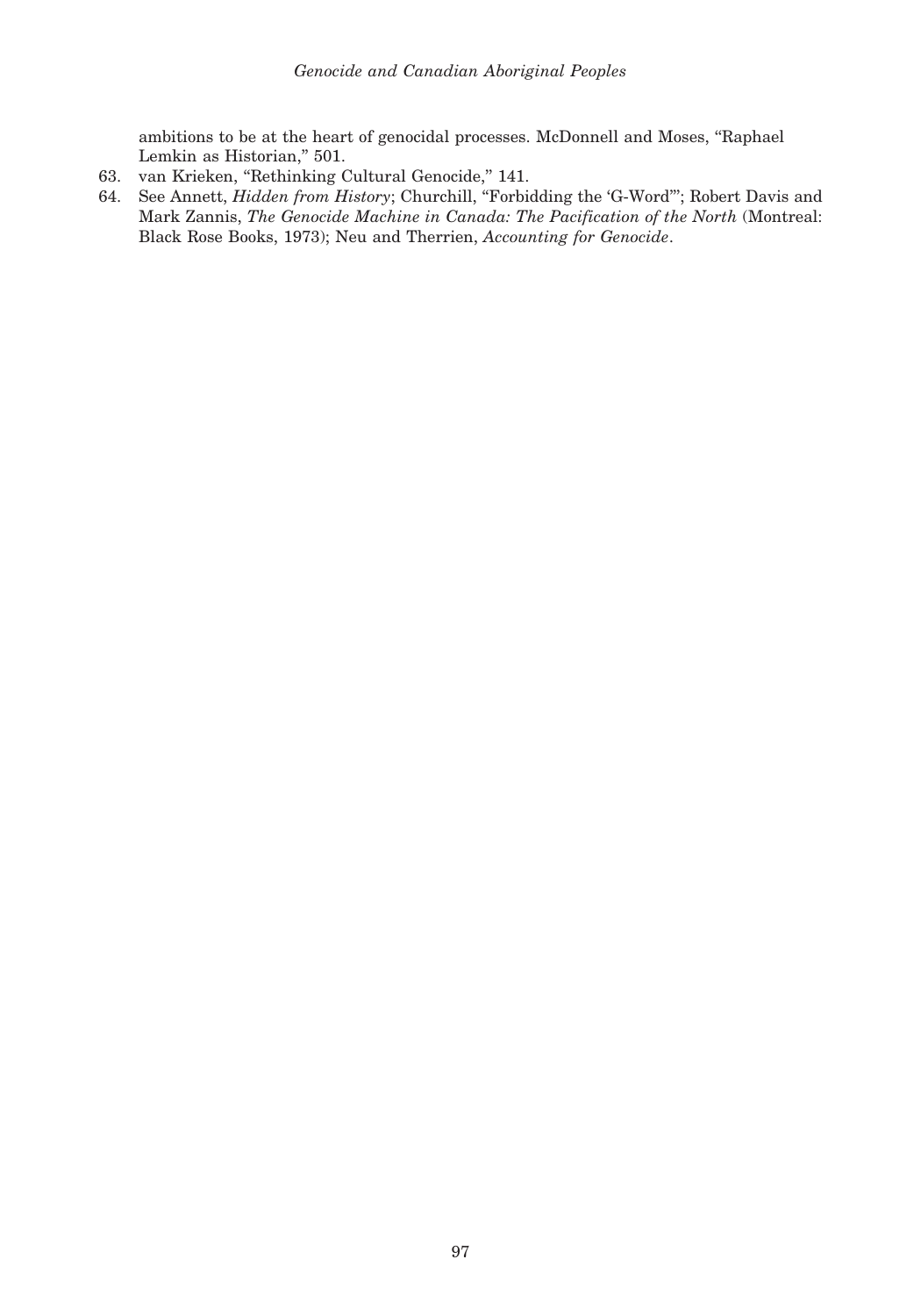ambitions to be at the heart of genocidal processes. McDonnell and Moses, "Raphael Lemkin as Historian," 501.

63. van Krieken, "Rethinking Cultural Genocide," 141.
64. See Annett, *Hidden from History*; Churchill, "Forbidding the 'G-Word'"; Robert Davis and Mark Zannis, *The Genocide Machine in Canada: The Pacification of the North* (Montreal: Black Rose Books, 1973); Neu and Therrien, *Accounting for Genocide*.